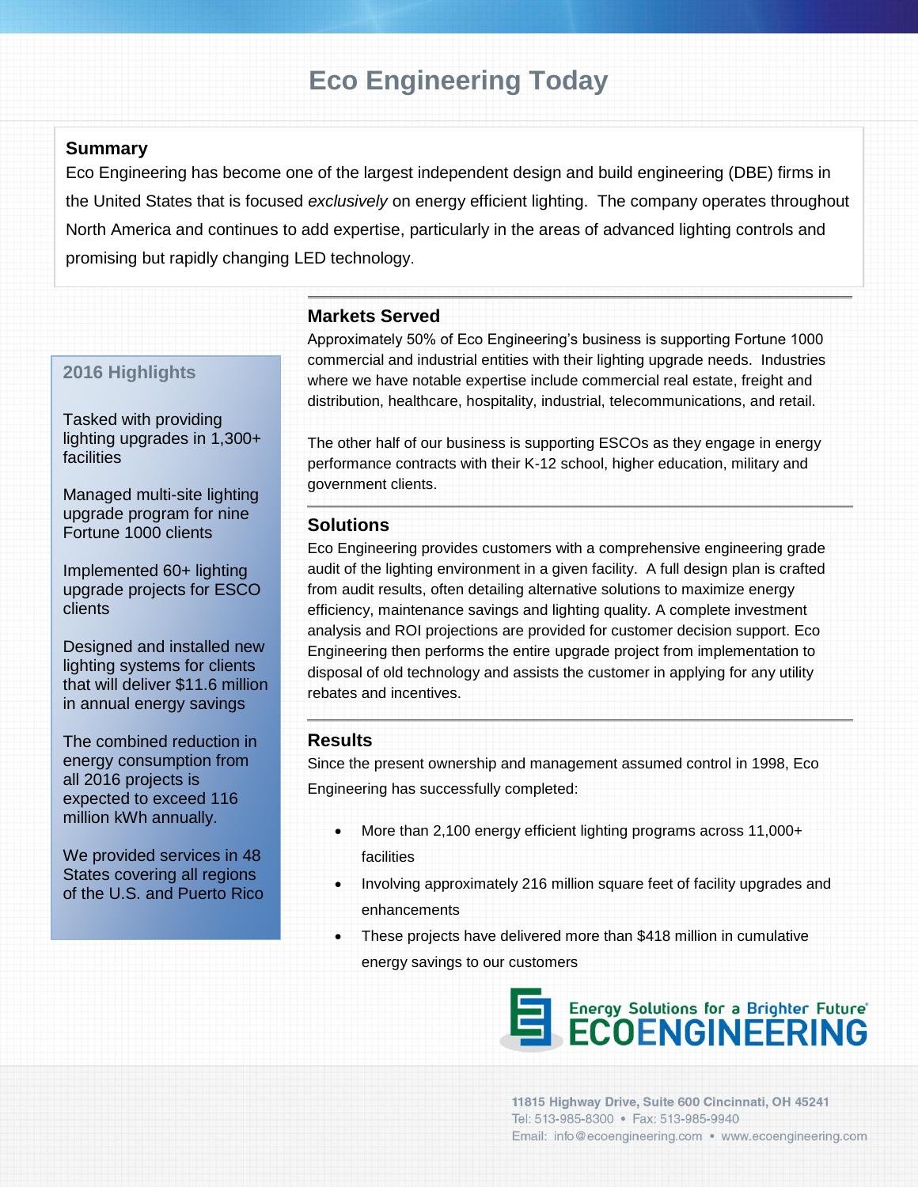# Eco Engineering Today

## Summary

Eco Engineering has become one of the largest independent design and build engineering (DBE) firms in the United States that is focused *exclusively* on energy efficient lighting. The company operates throughout North America and continues to add expertise, particularly in the areas of advanced lighting controls and promising but rapidly changing LED technology.

### 2016 Highlights

Tasked with providing lighting upgrades in 1,300+ facilities

Managed multi-site lighting upgrade program for nine Fortune 1000 clients

Implemented 60+ lighting upgrade projects for ESCO clients

Designed and installed new lighting systems for clients that will deliver $11.6 million in annual energy savings

The combined reduction in energy consumption from all 2016 projects is expected to exceed 116 million kWh annually.

We provided services in 48 States covering all regions of the U.S. and Puerto Rico

## Markets Served

Approximately 50% of Eco Engineering's business is supporting Fortune 1000 commercial and industrial entities with their lighting upgrade needs. Industries where we have notable expertise include commercial real estate, freight and distribution, healthcare, hospitality, industrial, telecommunications, and retail.

The other half of our business is supporting ESCOs as they engage in energy performance contracts with their K-12 school, higher education, military and government clients.

## Solutions

Eco Engineering provides customers with a comprehensive engineering grade audit of the lighting environment in a given facility. A full design plan is crafted from audit results, often detailing alternative solutions to maximize energy efficiency, maintenance savings and lighting quality. A complete investment analysis and ROI projections are provided for customer decision support. Eco Engineering then performs the entire upgrade project from implementation to disposal of old technology and assists the customer in applying for any utility rebates and incentives.

## Results

Since the present ownership and management assumed control in 1998, Eco Engineering has successfully completed:

- More than 2,100 energy efficient lighting programs across 11,000+ facilities
- Involving approximately 216 million square feet of facility upgrades and enhancements
- These projects have delivered more than $418 million in cumulative energy savings to our customers

Energy Solutions for a Brighter Future®
ECOENGINEERING

11815 Highway Drive, Suite 600 Cincinnati, OH 45241
Tel: 513-985-8300 • Fax: 513-985-9940
Email: info@ecoengineering.com • www.ecoengineering.com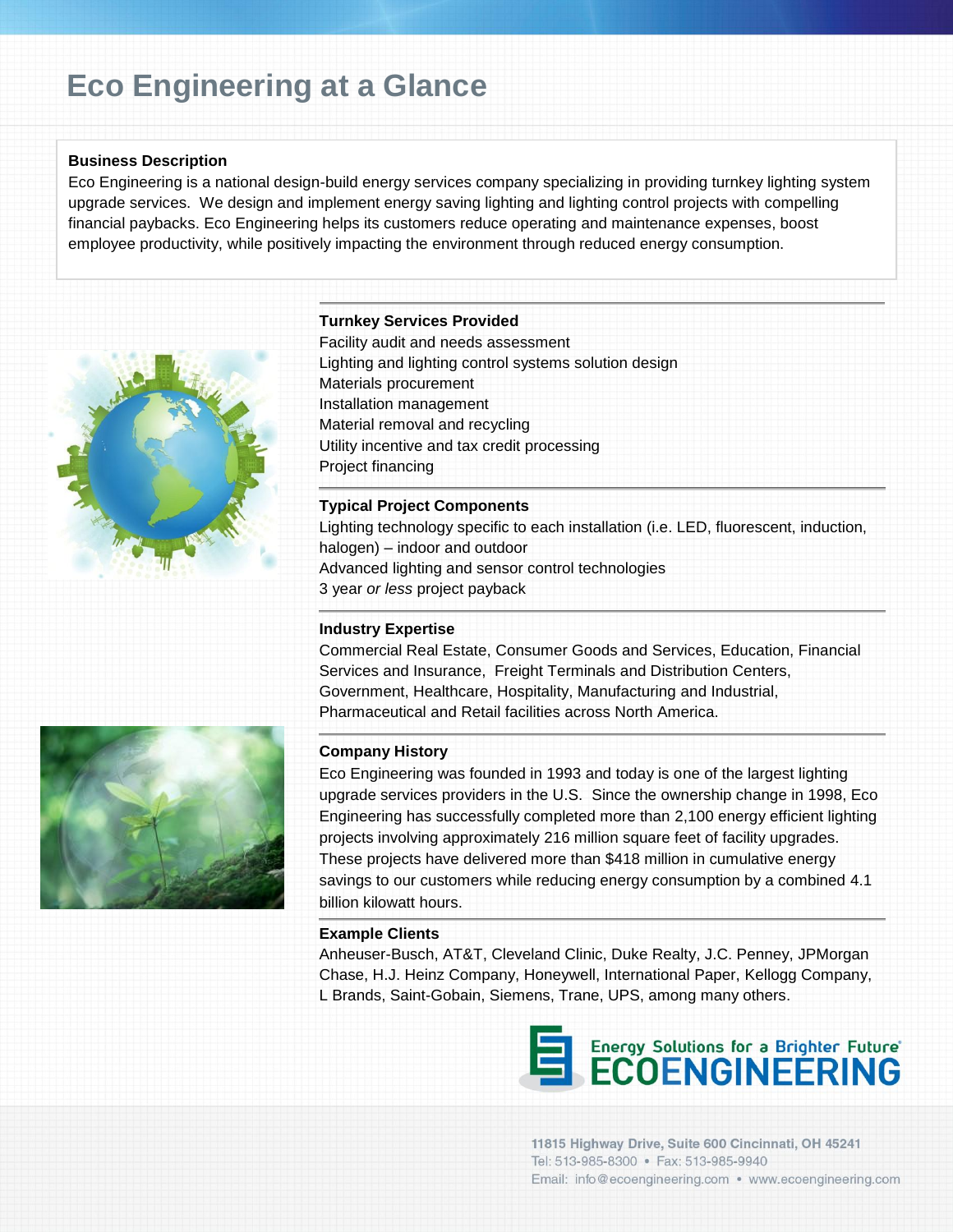# Eco Engineering at a Glance

**Business Description**

Eco Engineering is a national design-build energy services company specializing in providing turnkey lighting system upgrade services. We design and implement energy saving lighting and lighting control projects with compelling financial paybacks. Eco Engineering helps its customers reduce operating and maintenance expenses, boost employee productivity, while positively impacting the environment through reduced energy consumption.

**Turnkey Services Provided**

Facility audit and needs assessment
Lighting and lighting control systems solution design
Materials procurement
Installation management
Material removal and recycling
Utility incentive and tax credit processing
Project financing

**Typical Project Components**

Lighting technology specific to each installation (i.e. LED, fluorescent, induction, halogen) – indoor and outdoor
Advanced lighting and sensor control technologies
3 year *or less* project payback

**Industry Expertise**

Commercial Real Estate, Consumer Goods and Services, Education, Financial Services and Insurance, Freight Terminals and Distribution Centers, Government, Healthcare, Hospitality, Manufacturing and Industrial, Pharmaceutical and Retail facilities across North America.

**Company History**

Eco Engineering was founded in 1993 and today is one of the largest lighting upgrade services providers in the U.S. Since the ownership change in 1998, Eco Engineering has successfully completed more than 2,100 energy efficient lighting projects involving approximately 216 million square feet of facility upgrades. These projects have delivered more than $418 million in cumulative energy savings to our customers while reducing energy consumption by a combined 4.1 billion kilowatt hours.

**Example Clients**

Anheuser-Busch, AT&T, Cleveland Clinic, Duke Realty, J.C. Penney, JPMorgan Chase, H.J. Heinz Company, Honeywell, International Paper, Kellogg Company, L Brands, Saint-Gobain, Siemens, Trane, UPS, among many others.

Energy Solutions for a Brighter Future®
ECOENGINEERING

11815 Highway Drive, Suite 600 Cincinnati, OH 45241
Tel: 513-985-8300 • Fax: 513-985-9940
Email: info@ecoengineering.com • www.ecoengineering.com